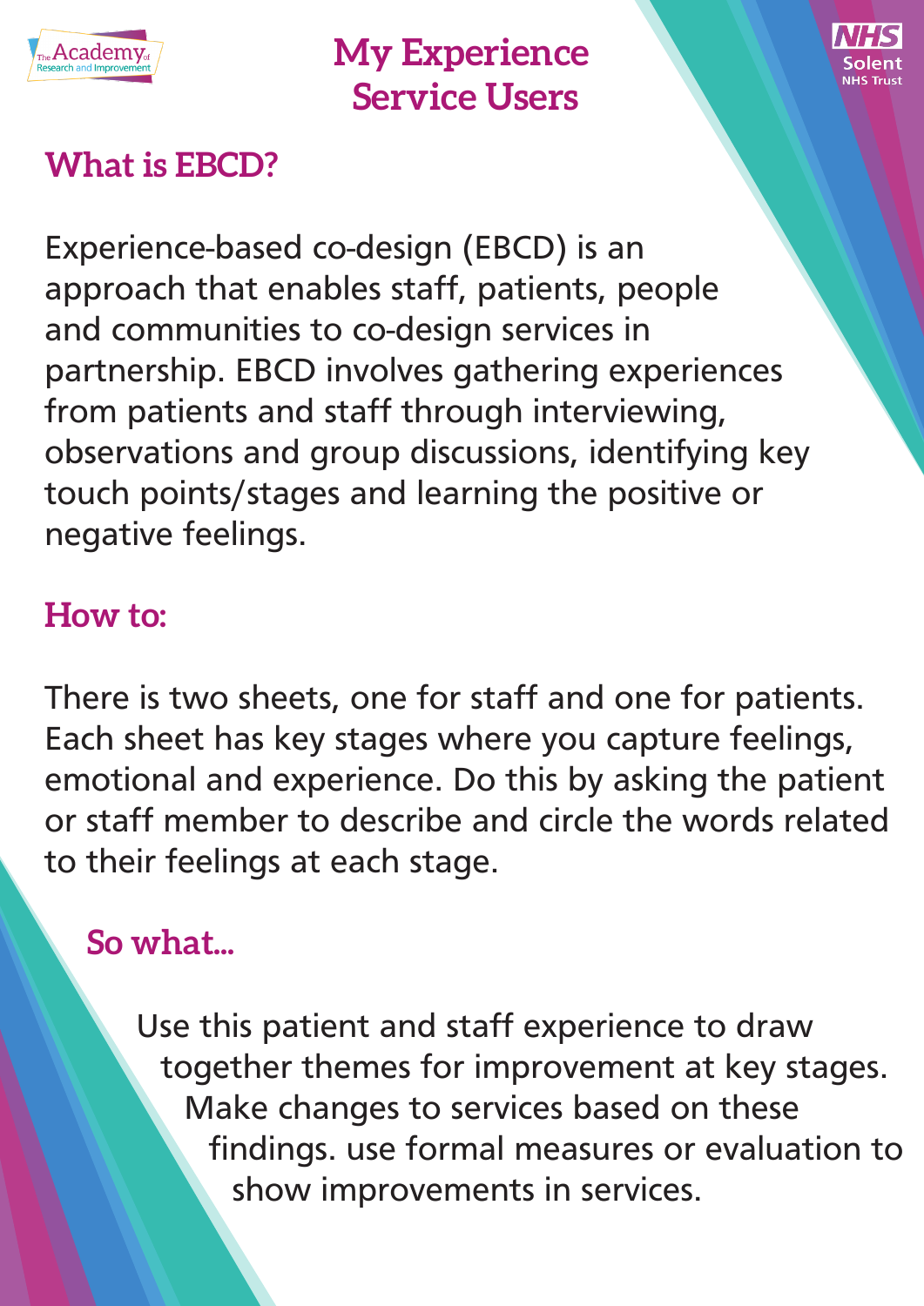# My Experience Service Users

## What is EBCD?

Experience-based co-design (EBCD) is an approach that enables staff, patients, people and communities to co-design services in partnership. EBCD involves gathering experiences from patients and staff through interviewing, observations and group discussions, identifying key touch points/stages and learning the positive or negative feelings.

## How to:

There is two sheets, one for staff and one for patients. Each sheet has key stages where you capture feelings, emotional and experience. Do this by asking the patient or staff member to describe and circle the words related to their feelings at each stage.

## So what...

Use this patient and staff experience to draw together themes for improvement at key stages. Make changes to services based on these findings. use formal measures or evaluation to show improvements in services.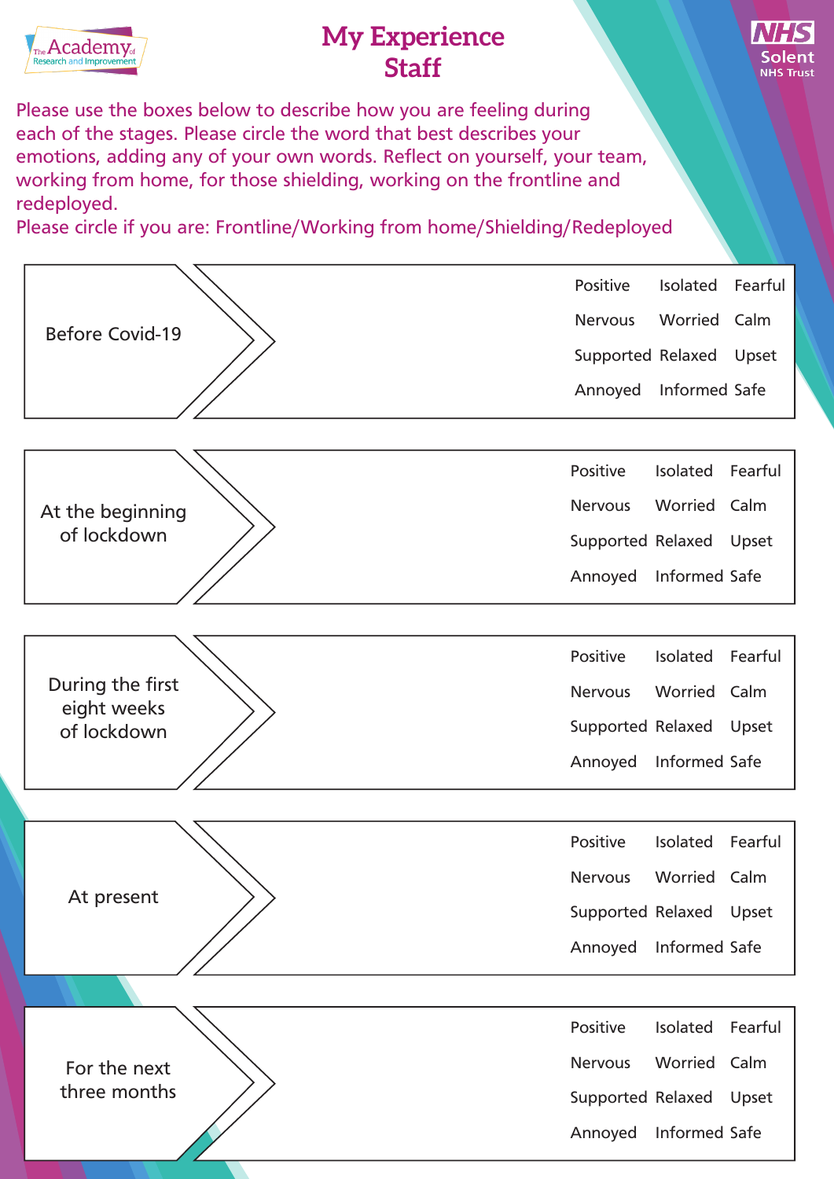The Academy of Research and Improvement

# My Experience Staff

NHS Solent NHS Trust

Please use the boxes below to describe how you are feeling during each of the stages. Please circle the word that best describes your emotions, adding any of your own words. Reflect on yourself, your team, working from home, for those shielding, working on the frontline and redeployed.

Please circle if you are: Frontline/Working from home/Shielding/Redeployed

| Stage | | | | |
|---|---|---|---|---|
| Before Covid-19 | | Positive<br>Nervous<br>Supported<br>Annoyed | Isolated<br>Worried<br>Relaxed<br>Informed | Fearful<br>Calm<br>Upset<br>Safe |
| At the beginning of lockdown | | Positive<br>Nervous<br>Supported<br>Annoyed | Isolated<br>Worried<br>Relaxed<br>Informed | Fearful<br>Calm<br>Upset<br>Safe |
| During the first eight weeks of lockdown | | Positive<br>Nervous<br>Supported<br>Annoyed | Isolated<br>Worried<br>Relaxed<br>Informed | Fearful<br>Calm<br>Upset<br>Safe |
| At present | | Positive<br>Nervous<br>Supported<br>Annoyed | Isolated<br>Worried<br>Relaxed<br>Informed | Fearful<br>Calm<br>Upset<br>Safe |
| For the next three months | | Positive<br>Nervous<br>Supported<br>Annoyed | Isolated<br>Worried<br>Relaxed<br>Informed | Fearful<br>Calm<br>Upset<br>Safe |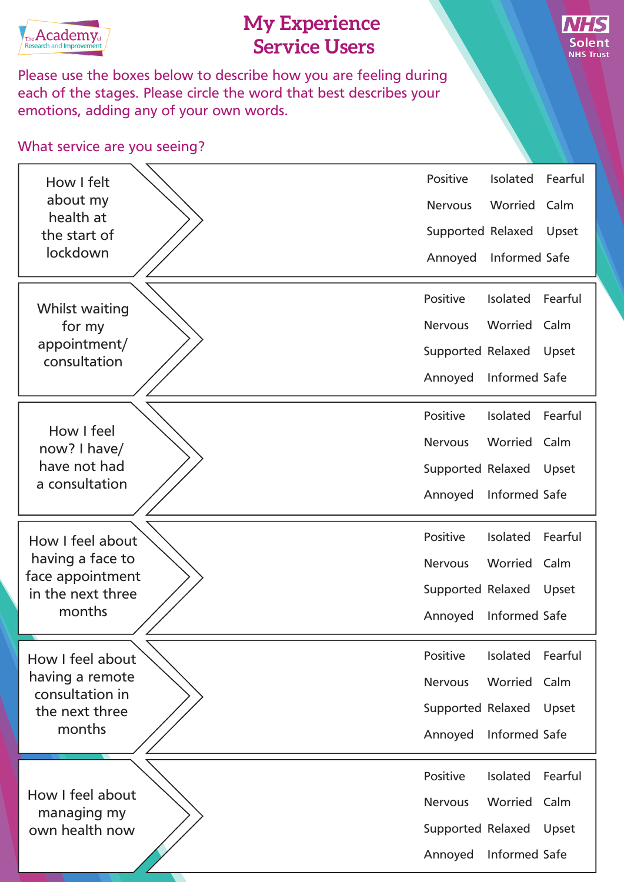The Academy of Research and Improvement

# My Experience Service Users

NHS Solent NHS Trust

Please use the boxes below to describe how you are feeling during each of the stages. Please circle the word that best describes your emotions, adding any of your own words.

What service are you seeing?

**How I felt about my health at the start of lockdown**

Positive Isolated Fearful
Nervous Worried Calm
Supported Relaxed Upset
Annoyed Informed Safe

**Whilst waiting for my appointment/ consultation**

Positive Isolated Fearful
Nervous Worried Calm
Supported Relaxed Upset
Annoyed Informed Safe

**How I feel now? I have/ have not had a consultation**

Positive Isolated Fearful
Nervous Worried Calm
Supported Relaxed Upset
Annoyed Informed Safe

**How I feel about having a face to face appointment in the next three months**

Positive Isolated Fearful
Nervous Worried Calm
Supported Relaxed Upset
Annoyed Informed Safe

**How I feel about having a remote consultation in the next three months**

Positive Isolated Fearful
Nervous Worried Calm
Supported Relaxed Upset
Annoyed Informed Safe

**How I feel about managing my own health now**

Positive Isolated Fearful
Nervous Worried Calm
Supported Relaxed Upset
Annoyed Informed Safe